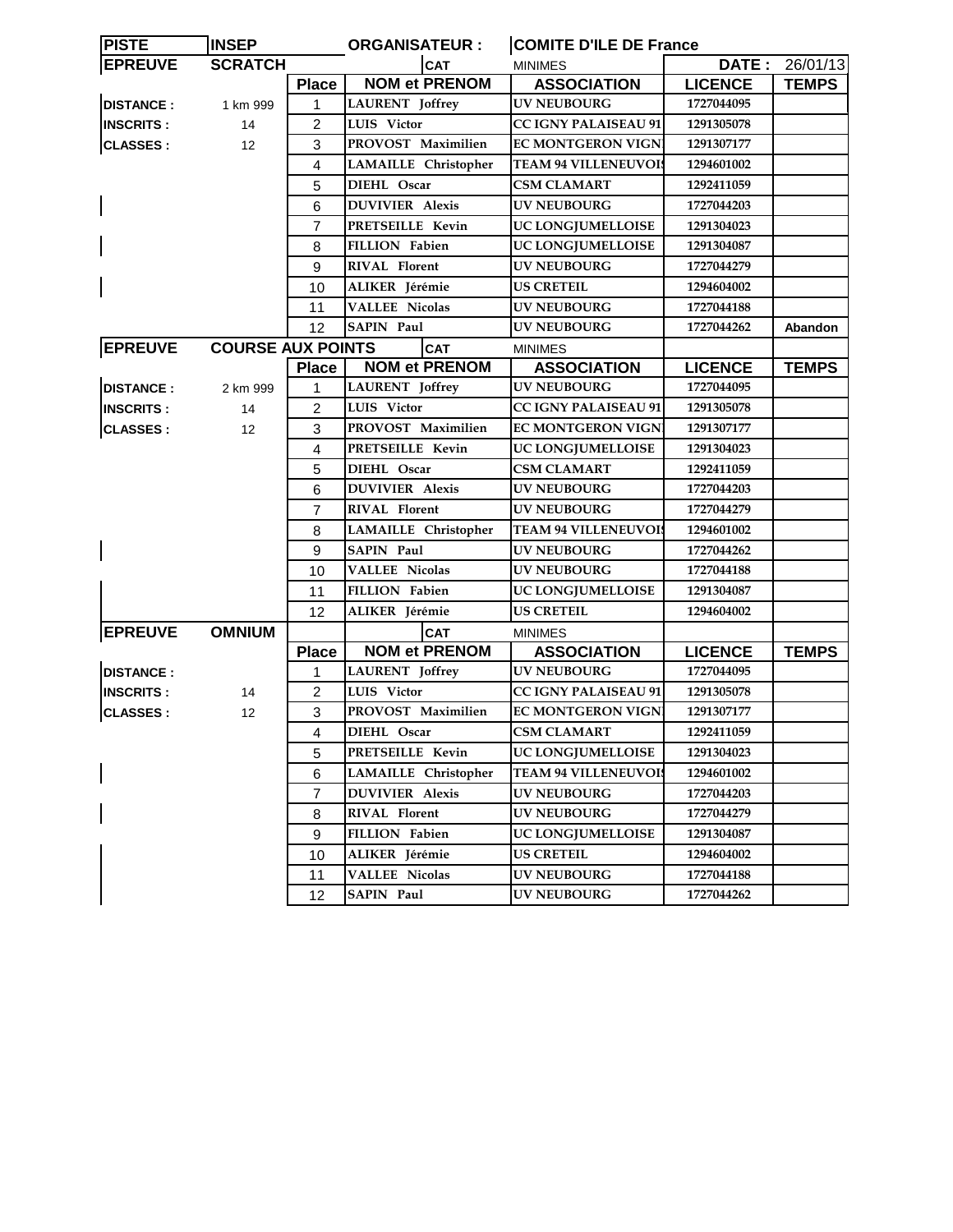| PISTE | INSEP | | ORGANISATEUR : | | COMITE D'ILE DE France | | |
|---|---|---|---|---|---|---|---|
| EPREUVE | SCRATCH | | | CAT | MINIMES | DATE : | 26/01/13 |

| | | Place | NOM et PRENOM | ASSOCIATION | LICENCE | TEMPS |
|---|---|---|---|---|---|---|
| DISTANCE : | 1 km 999 | 1 | LAURENT Joffrey | UV NEUBOURG | 1727044095 | |
| INSCRITS : | 14 | 2 | LUIS Victor | CC IGNY PALAISEAU 91 | 1291305078 | |
| CLASSES : | 12 | 3 | PROVOST Maximilien | EC MONTGERON VIGN | 1291307177 | |
| | | 4 | LAMAILLE Christopher | TEAM 94 VILLENEUVOI | 1294601002 | |
| | | 5 | DIEHL Oscar | CSM CLAMART | 1292411059 | |
| | | 6 | DUVIVIER Alexis | UV NEUBOURG | 1727044203 | |
| | | 7 | PRETSEILLE Kevin | UC LONGJUMELLOISE | 1291304023 | |
| | | 8 | FILLION Fabien | UC LONGJUMELLOISE | 1291304087 | |
| | | 9 | RIVAL Florent | UV NEUBOURG | 1727044279 | |
| | | 10 | ALIKER Jérémie | US CRETEIL | 1294604002 | |
| | | 11 | VALLEE Nicolas | UV NEUBOURG | 1727044188 | |
| | | 12 | SAPIN Paul | UV NEUBOURG | 1727044262 | Abandon |

| EPREUVE | COURSE AUX POINTS | | CAT | MINIMES | | |
|---|---|---|---|---|---|---|
| | | Place | NOM et PRENOM | ASSOCIATION | LICENCE | TEMPS |
| DISTANCE : | 2 km 999 | 1 | LAURENT Joffrey | UV NEUBOURG | 1727044095 | |
| INSCRITS : | 14 | 2 | LUIS Victor | CC IGNY PALAISEAU 91 | 1291305078 | |
| CLASSES : | 12 | 3 | PROVOST Maximilien | EC MONTGERON VIGN | 1291307177 | |
| | | 4 | PRETSEILLE Kevin | UC LONGJUMELLOISE | 1291304023 | |
| | | 5 | DIEHL Oscar | CSM CLAMART | 1292411059 | |
| | | 6 | DUVIVIER Alexis | UV NEUBOURG | 1727044203 | |
| | | 7 | RIVAL Florent | UV NEUBOURG | 1727044279 | |
| | | 8 | LAMAILLE Christopher | TEAM 94 VILLENEUVOI | 1294601002 | |
| | | 9 | SAPIN Paul | UV NEUBOURG | 1727044262 | |
| | | 10 | VALLEE Nicolas | UV NEUBOURG | 1727044188 | |
| | | 11 | FILLION Fabien | UC LONGJUMELLOISE | 1291304087 | |
| | | 12 | ALIKER Jérémie | US CRETEIL | 1294604002 | |

| EPREUVE | OMNIUM | | CAT | MINIMES | | |
|---|---|---|---|---|---|---|
| | | Place | NOM et PRENOM | ASSOCIATION | LICENCE | TEMPS |
| DISTANCE : | | 1 | LAURENT Joffrey | UV NEUBOURG | 1727044095 | |
| INSCRITS : | 14 | 2 | LUIS Victor | CC IGNY PALAISEAU 91 | 1291305078 | |
| CLASSES : | 12 | 3 | PROVOST Maximilien | EC MONTGERON VIGN | 1291307177 | |
| | | 4 | DIEHL Oscar | CSM CLAMART | 1292411059 | |
| | | 5 | PRETSEILLE Kevin | UC LONGJUMELLOISE | 1291304023 | |
| | | 6 | LAMAILLE Christopher | TEAM 94 VILLENEUVOI | 1294601002 | |
| | | 7 | DUVIVIER Alexis | UV NEUBOURG | 1727044203 | |
| | | 8 | RIVAL Florent | UV NEUBOURG | 1727044279 | |
| | | 9 | FILLION Fabien | UC LONGJUMELLOISE | 1291304087 | |
| | | 10 | ALIKER Jérémie | US CRETEIL | 1294604002 | |
| | | 11 | VALLEE Nicolas | UV NEUBOURG | 1727044188 | |
| | | 12 | SAPIN Paul | UV NEUBOURG | 1727044262 | |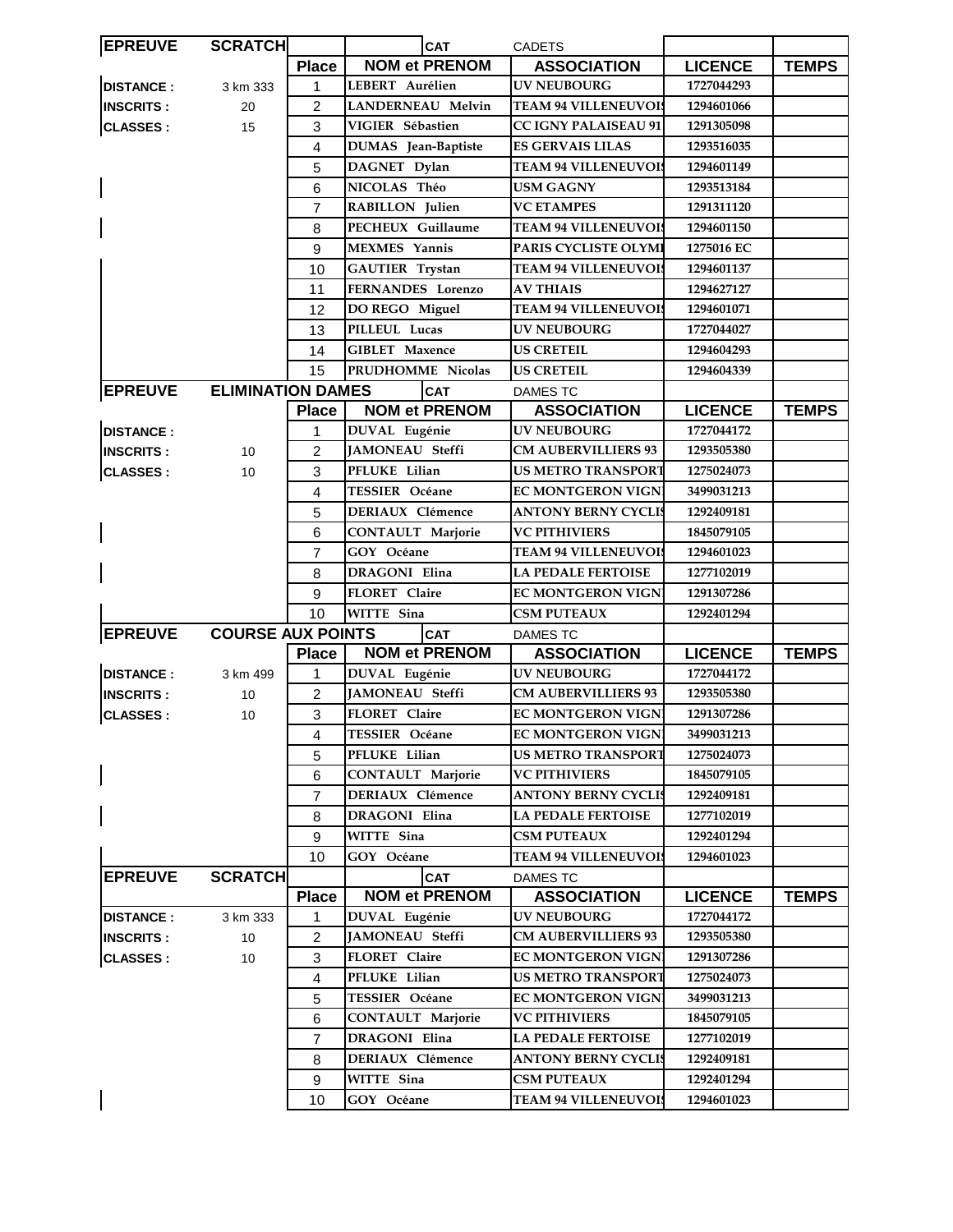| EPREUVE | SCRATCH | | | CAT | CADETS | | |
|---|---|---|---|---|---|---|---|
| | | **Place** | **NOM et PRENOM** | | **ASSOCIATION** | **LICENCE** | **TEMPS** |
| **DISTANCE :** | 3 km 333 | 1 | LEBERT Aurélien | | UV NEUBOURG | 1727044293 | |
| **INSCRITS :** | 20 | 2 | LANDERNEAU Melvin | | TEAM 94 VILLENEUVOI | 1294601066 | |
| **CLASSES :** | 15 | 3 | VIGIER Sébastien | | CC IGNY PALAISEAU 91 | 1291305098 | |
| | | 4 | DUMAS Jean-Baptiste | | ES GERVAIS LILAS | 1293516035 | |
| | | 5 | DAGNET Dylan | | TEAM 94 VILLENEUVOI | 1294601149 | |
| | | 6 | NICOLAS Théo | | USM GAGNY | 1293513184 | |
| | | 7 | RABILLON Julien | | VC ETAMPES | 1291311120 | |
| | | 8 | PECHEUX Guillaume | | TEAM 94 VILLENEUVOI | 1294601150 | |
| | | 9 | MEXMES Yannis | | PARIS CYCLISTE OLYMI | 1275016 EC | |
| | | 10 | GAUTIER Trystan | | TEAM 94 VILLENEUVOI | 1294601137 | |
| | | 11 | FERNANDES Lorenzo | | AV THIAIS | 1294627127 | |
| | | 12 | DO REGO Miguel | | TEAM 94 VILLENEUVOI | 1294601071 | |
| | | 13 | PILLEUL Lucas | | UV NEUBOURG | 1727044027 | |
| | | 14 | GIBLET Maxence | | US CRETEIL | 1294604293 | |
| | | 15 | PRUDHOMME Nicolas | | US CRETEIL | 1294604339 | |

| EPREUVE | ELIMINATION DAMES | | | CAT | DAMES TC | | |
|---|---|---|---|---|---|---|---|
| | | **Place** | **NOM et PRENOM** | | **ASSOCIATION** | **LICENCE** | **TEMPS** |
| **DISTANCE :** | | 1 | DUVAL Eugénie | | UV NEUBOURG | 1727044172 | |
| **INSCRITS :** | 10 | 2 | JAMONEAU Steffi | | CM AUBERVILLIERS 93 | 1293505380 | |
| **CLASSES :** | 10 | 3 | PFLUKE Lilian | | US METRO TRANSPORT | 1275024073 | |
| | | 4 | TESSIER Océane | | EC MONTGERON VIGN | 3499031213 | |
| | | 5 | DERIAUX Clémence | | ANTONY BERNY CYCLIS | 1292409181 | |
| | | 6 | CONTAULT Marjorie | | VC PITHIVIERS | 1845079105 | |
| | | 7 | GOY Océane | | TEAM 94 VILLENEUVOI | 1294601023 | |
| | | 8 | DRAGONI Elina | | LA PEDALE FERTOISE | 1277102019 | |
| | | 9 | FLORET Claire | | EC MONTGERON VIGN | 1291307286 | |
| | | 10 | WITTE Sina | | CSM PUTEAUX | 1292401294 | |

| EPREUVE | COURSE AUX POINTS | | | CAT | DAMES TC | | |
|---|---|---|---|---|---|---|---|
| | | **Place** | **NOM et PRENOM** | | **ASSOCIATION** | **LICENCE** | **TEMPS** |
| **DISTANCE :** | 3 km 499 | 1 | DUVAL Eugénie | | UV NEUBOURG | 1727044172 | |
| **INSCRITS :** | 10 | 2 | JAMONEAU Steffi | | CM AUBERVILLIERS 93 | 1293505380 | |
| **CLASSES :** | 10 | 3 | FLORET Claire | | EC MONTGERON VIGN | 1291307286 | |
| | | 4 | TESSIER Océane | | EC MONTGERON VIGN | 3499031213 | |
| | | 5 | PFLUKE Lilian | | US METRO TRANSPORT | 1275024073 | |
| | | 6 | CONTAULT Marjorie | | VC PITHIVIERS | 1845079105 | |
| | | 7 | DERIAUX Clémence | | ANTONY BERNY CYCLIS | 1292409181 | |
| | | 8 | DRAGONI Elina | | LA PEDALE FERTOISE | 1277102019 | |
| | | 9 | WITTE Sina | | CSM PUTEAUX | 1292401294 | |
| | | 10 | GOY Océane | | TEAM 94 VILLENEUVOI | 1294601023 | |

| EPREUVE | SCRATCH | | | CAT | DAMES TC | | |
|---|---|---|---|---|---|---|---|
| | | **Place** | **NOM et PRENOM** | | **ASSOCIATION** | **LICENCE** | **TEMPS** |
| **DISTANCE :** | 3 km 333 | 1 | DUVAL Eugénie | | UV NEUBOURG | 1727044172 | |
| **INSCRITS :** | 10 | 2 | JAMONEAU Steffi | | CM AUBERVILLIERS 93 | 1293505380 | |
| **CLASSES :** | 10 | 3 | FLORET Claire | | EC MONTGERON VIGN | 1291307286 | |
| | | 4 | PFLUKE Lilian | | US METRO TRANSPORT | 1275024073 | |
| | | 5 | TESSIER Océane | | EC MONTGERON VIGN | 3499031213 | |
| | | 6 | CONTAULT Marjorie | | VC PITHIVIERS | 1845079105 | |
| | | 7 | DRAGONI Elina | | LA PEDALE FERTOISE | 1277102019 | |
| | | 8 | DERIAUX Clémence | | ANTONY BERNY CYCLIS | 1292409181 | |
| | | 9 | WITTE Sina | | CSM PUTEAUX | 1292401294 | |
| | | 10 | GOY Océane | | TEAM 94 VILLENEUVOI | 1294601023 | |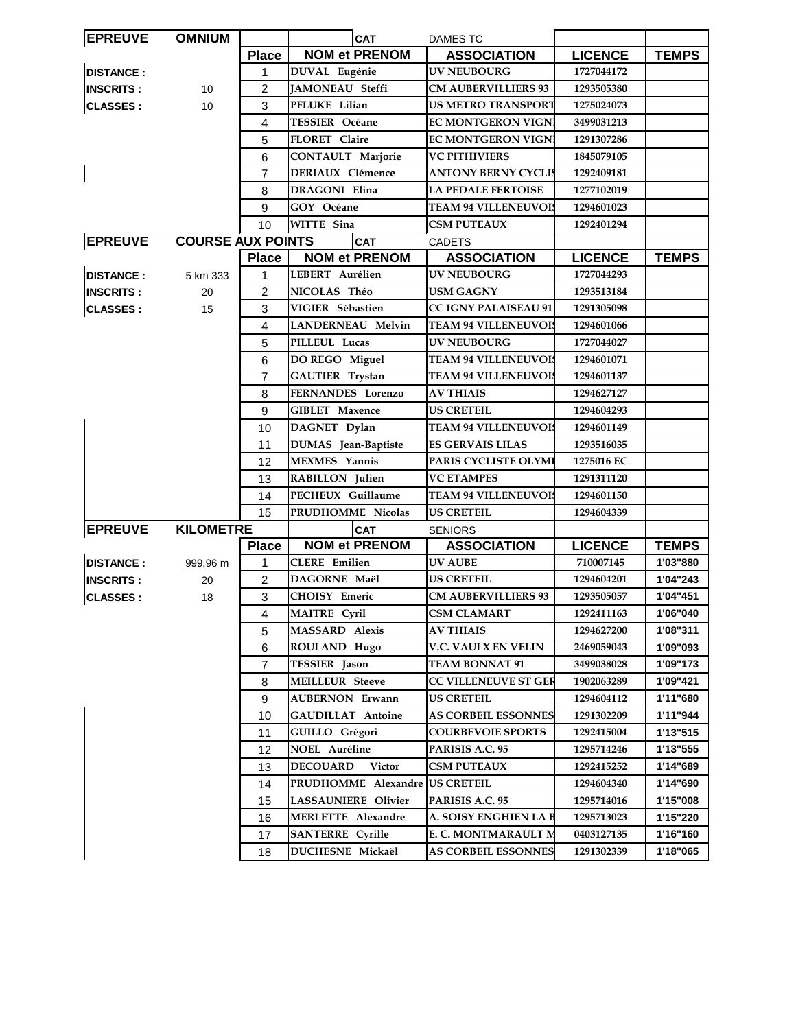| EPREUVE | OMNIUM | | | CAT | DAMES TC | | |
|---|---|---|---|---|---|---|---|
| | | Place | NOM et PRENOM | | ASSOCIATION | LICENCE | TEMPS |
| DISTANCE : | | 1 | DUVAL Eugénie | | UV NEUBOURG | 1727044172 | |
| INSCRITS : | 10 | 2 | JAMONEAU Steffi | | CM AUBERVILLIERS 93 | 1293505380 | |
| CLASSES : | 10 | 3 | PFLUKE Lilian | | US METRO TRANSPORT | 1275024073 | |
| | | 4 | TESSIER Océane | | EC MONTGERON VIGN | 3499031213 | |
| | | 5 | FLORET Claire | | EC MONTGERON VIGN | 1291307286 | |
| | | 6 | CONTAULT Marjorie | | VC PITHIVIERS | 1845079105 | |
| | | 7 | DERIAUX Clémence | | ANTONY BERNY CYCLIS | 1292409181 | |
| | | 8 | DRAGONI Elina | | LA PEDALE FERTOISE | 1277102019 | |
| | | 9 | GOY Océane | | TEAM 94 VILLENEUVOIS | 1294601023 | |
| | | 10 | WITTE Sina | | CSM PUTEAUX | 1292401294 | |

| EPREUVE | COURSE AUX POINTS | | | CAT | CADETS | | |
|---|---|---|---|---|---|---|---|
| | | Place | NOM et PRENOM | | ASSOCIATION | LICENCE | TEMPS |
| DISTANCE : | 5 km 333 | 1 | LEBERT Aurélien | | UV NEUBOURG | 1727044293 | |
| INSCRITS : | 20 | 2 | NICOLAS Théo | | USM GAGNY | 1293513184 | |
| CLASSES : | 15 | 3 | VIGIER Sébastien | | CC IGNY PALAISEAU 91 | 1291305098 | |
| | | 4 | LANDERNEAU Melvin | | TEAM 94 VILLENEUVOIS | 1294601066 | |
| | | 5 | PILLEUL Lucas | | UV NEUBOURG | 1727044027 | |
| | | 6 | DO REGO Miguel | | TEAM 94 VILLENEUVOIS | 1294601071 | |
| | | 7 | GAUTIER Trystan | | TEAM 94 VILLENEUVOIS | 1294601137 | |
| | | 8 | FERNANDES Lorenzo | | AV THIAIS | 1294627127 | |
| | | 9 | GIBLET Maxence | | US CRETEIL | 1294604293 | |
| | | 10 | DAGNET Dylan | | TEAM 94 VILLENEUVOIS | 1294601149 | |
| | | 11 | DUMAS Jean-Baptiste | | ES GERVAIS LILAS | 1293516035 | |
| | | 12 | MEXMES Yannis | | PARIS CYCLISTE OLYMI | 1275016 EC | |
| | | 13 | RABILLON Julien | | VC ETAMPES | 1291311120 | |
| | | 14 | PECHEUX Guillaume | | TEAM 94 VILLENEUVOIS | 1294601150 | |
| | | 15 | PRUDHOMME Nicolas | | US CRETEIL | 1294604339 | |

| EPREUVE | KILOMETRE | | | CAT | SENIORS | | |
|---|---|---|---|---|---|---|---|
| | | Place | NOM et PRENOM | | ASSOCIATION | LICENCE | TEMPS |
| DISTANCE : | 999,96 m | 1 | CLERE Emilien | | UV AUBE | 710007145 | 1'03"880 |
| INSCRITS : | 20 | 2 | DAGORNE Maël | | US CRETEIL | 1294604201 | 1'04"243 |
| CLASSES : | 18 | 3 | CHOISY Emeric | | CM AUBERVILLIERS 93 | 1293505057 | 1'04"451 |
| | | 4 | MAITRE Cyril | | CSM CLAMART | 1292411163 | 1'06"040 |
| | | 5 | MASSARD Alexis | | AV THIAIS | 1294627200 | 1'08"311 |
| | | 6 | ROULAND Hugo | | V.C. VAULX EN VELIN | 2469059043 | 1'09"093 |
| | | 7 | TESSIER Jason | | TEAM BONNAT 91 | 3499038028 | 1'09"173 |
| | | 8 | MEILLEUR Steeve | | CC VILLENEUVE ST GER | 1902063289 | 1'09"421 |
| | | 9 | AUBERNON Erwann | | US CRETEIL | 1294604112 | 1'11"680 |
| | | 10 | GAUDILLAT Antoine | | AS CORBEIL ESSONNES | 1291302209 | 1'11"944 |
| | | 11 | GUILLO Grégori | | COURBEVOIE SPORTS | 1292415004 | 1'13"515 |
| | | 12 | NOEL Auréline | | PARISIS A.C. 95 | 1295714246 | 1'13"555 |
| | | 13 | DECOUARD Victor | | CSM PUTEAUX | 1292415252 | 1'14"689 |
| | | 14 | PRUDHOMME Alexandre | | US CRETEIL | 1294604340 | 1'14"690 |
| | | 15 | LASSAUNIERE Olivier | | PARISIS A.C. 95 | 1295714016 | 1'15"008 |
| | | 16 | MERLETTE Alexandre | | A. SOISY ENGHIEN LA B | 1295713023 | 1'15"220 |
| | | 17 | SANTERRE Cyrille | | E. C. MONTMARAULT M | 0403127135 | 1'16"160 |
| | | 18 | DUCHESNE Mickaël | | AS CORBEIL ESSONNES | 1291302339 | 1'18"065 |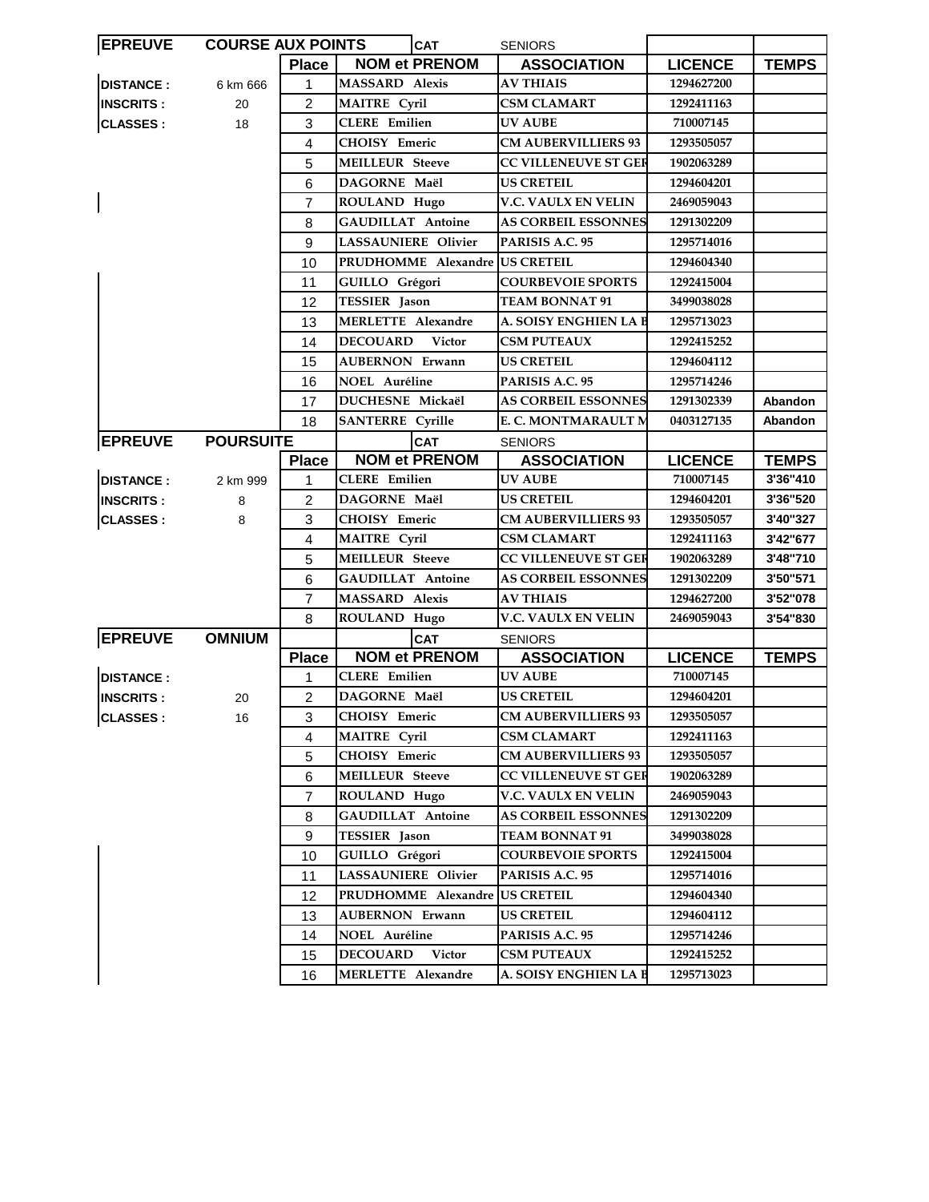| EPREUVE | COURSE AUX POINTS | | CAT | SENIORS | | |
|---|---|---|---|---|---|---|
| | | **Place** | **NOM et PRENOM** | **ASSOCIATION** | **LICENCE** | **TEMPS** |
| **DISTANCE :** | 6 km 666 | 1 | MASSARD Alexis | AV THIAIS | 1294627200 | |
| **INSCRITS :** | 20 | 2 | MAITRE Cyril | CSM CLAMART | 1292411163 | |
| **CLASSES :** | 18 | 3 | CLERE Emilien | UV AUBE | 710007145 | |
| | | 4 | CHOISY Emeric | CM AUBERVILLIERS 93 | 1293505057 | |
| | | 5 | MEILLEUR Steeve | CC VILLENEUVE ST GER | 1902063289 | |
| | | 6 | DAGORNE Maël | US CRETEIL | 1294604201 | |
| | | 7 | ROULAND Hugo | V.C. VAULX EN VELIN | 2469059043 | |
| | | 8 | GAUDILLAT Antoine | AS CORBEIL ESSONNES | 1291302209 | |
| | | 9 | LASSAUNIERE Olivier | PARISIS A.C. 95 | 1295714016 | |
| | | 10 | PRUDHOMME Alexandre | US CRETEIL | 1294604340 | |
| | | 11 | GUILLO Grégori | COURBEVOIE SPORTS | 1292415004 | |
| | | 12 | TESSIER Jason | TEAM BONNAT 91 | 3499038028 | |
| | | 13 | MERLETTE Alexandre | A. SOISY ENGHIEN LA B | 1295713023 | |
| | | 14 | DECOUARD Victor | CSM PUTEAUX | 1292415252 | |
| | | 15 | AUBERNON Erwann | US CRETEIL | 1294604112 | |
| | | 16 | NOEL Auréline | PARISIS A.C. 95 | 1295714246 | |
| | | 17 | DUCHESNE Mickaël | AS CORBEIL ESSONNES | 1291302339 | Abandon |
| | | 18 | SANTERRE Cyrille | E. C. MONTMARAULT M | 0403127135 | Abandon |

| EPREUVE | POURSUITE | | CAT | SENIORS | | |
|---|---|---|---|---|---|---|
| | | **Place** | **NOM et PRENOM** | **ASSOCIATION** | **LICENCE** | **TEMPS** |
| **DISTANCE :** | 2 km 999 | 1 | CLERE Emilien | UV AUBE | 710007145 | 3'36"410 |
| **INSCRITS :** | 8 | 2 | DAGORNE Maël | US CRETEIL | 1294604201 | 3'36"520 |
| **CLASSES :** | 8 | 3 | CHOISY Emeric | CM AUBERVILLIERS 93 | 1293505057 | 3'40"327 |
| | | 4 | MAITRE Cyril | CSM CLAMART | 1292411163 | 3'42"677 |
| | | 5 | MEILLEUR Steeve | CC VILLENEUVE ST GER | 1902063289 | 3'48"710 |
| | | 6 | GAUDILLAT Antoine | AS CORBEIL ESSONNES | 1291302209 | 3'50"571 |
| | | 7 | MASSARD Alexis | AV THIAIS | 1294627200 | 3'52"078 |
| | | 8 | ROULAND Hugo | V.C. VAULX EN VELIN | 2469059043 | 3'54"830 |

| EPREUVE | OMNIUM | | CAT | SENIORS | | |
|---|---|---|---|---|---|---|
| | | **Place** | **NOM et PRENOM** | **ASSOCIATION** | **LICENCE** | **TEMPS** |
| **DISTANCE :** | | 1 | CLERE Emilien | UV AUBE | 710007145 | |
| **INSCRITS :** | 20 | 2 | DAGORNE Maël | US CRETEIL | 1294604201 | |
| **CLASSES :** | 16 | 3 | CHOISY Emeric | CM AUBERVILLIERS 93 | 1293505057 | |
| | | 4 | MAITRE Cyril | CSM CLAMART | 1292411163 | |
| | | 5 | CHOISY Emeric | CM AUBERVILLIERS 93 | 1293505057 | |
| | | 6 | MEILLEUR Steeve | CC VILLENEUVE ST GER | 1902063289 | |
| | | 7 | ROULAND Hugo | V.C. VAULX EN VELIN | 2469059043 | |
| | | 8 | GAUDILLAT Antoine | AS CORBEIL ESSONNES | 1291302209 | |
| | | 9 | TESSIER Jason | TEAM BONNAT 91 | 3499038028 | |
| | | 10 | GUILLO Grégori | COURBEVOIE SPORTS | 1292415004 | |
| | | 11 | LASSAUNIERE Olivier | PARISIS A.C. 95 | 1295714016 | |
| | | 12 | PRUDHOMME Alexandre | US CRETEIL | 1294604340 | |
| | | 13 | AUBERNON Erwann | US CRETEIL | 1294604112 | |
| | | 14 | NOEL Auréline | PARISIS A.C. 95 | 1295714246 | |
| | | 15 | DECOUARD Victor | CSM PUTEAUX | 1292415252 | |
| | | 16 | MERLETTE Alexandre | A. SOISY ENGHIEN LA B | 1295713023 | |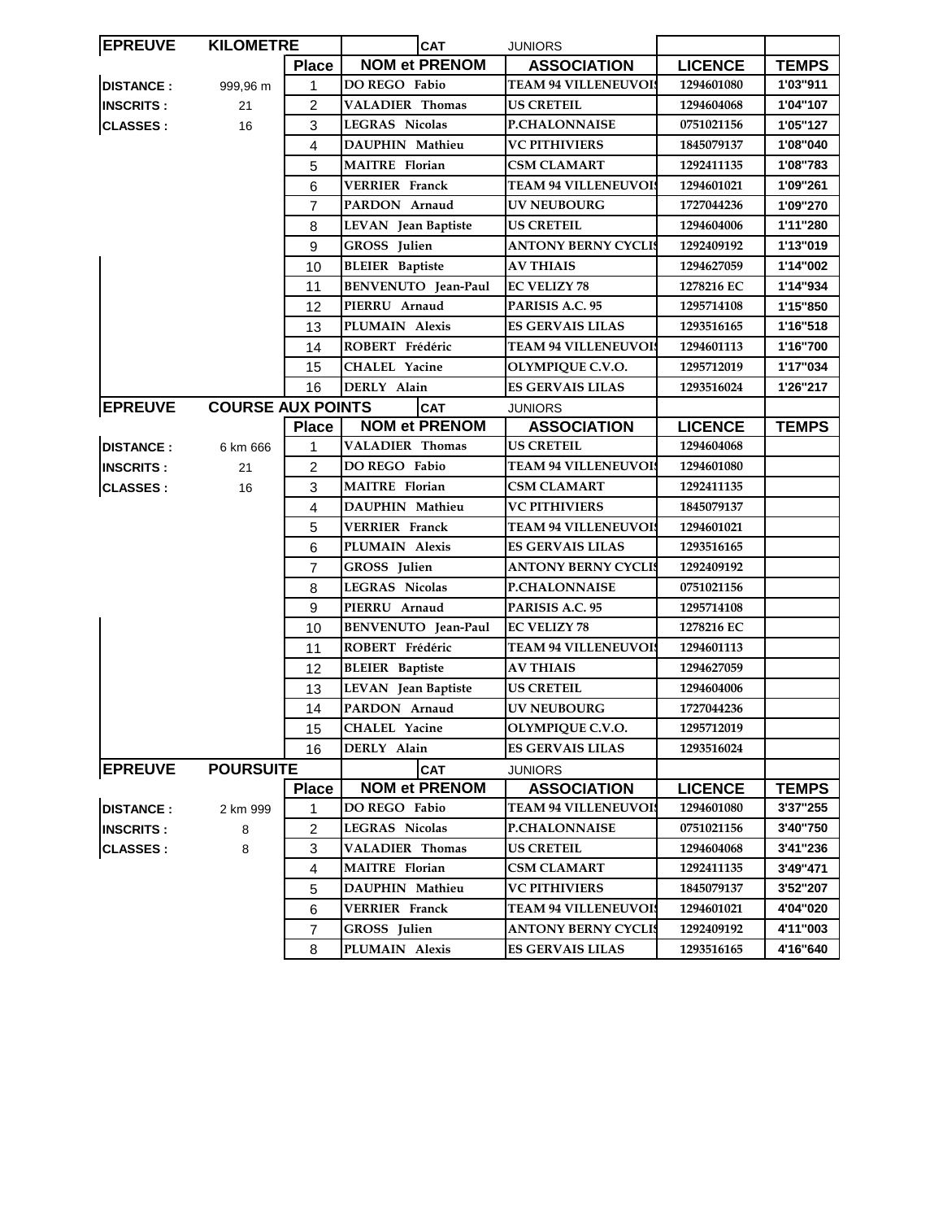| EPREUVE | KILOMETRE | | | CAT | JUNIORS | | |
|---|---|---|---|---|---|---|---|
| | | Place | NOM et PRENOM | | ASSOCIATION | LICENCE | TEMPS |
| DISTANCE : | 999,96 m | 1 | DO REGO Fabio | | TEAM 94 VILLENEUVOI | 1294601080 | 1'03"911 |
| INSCRITS : | 21 | 2 | VALADIER Thomas | | US CRETEIL | 1294604068 | 1'04"107 |
| CLASSES : | 16 | 3 | LEGRAS Nicolas | | P.CHALONNAISE | 0751021156 | 1'05"127 |
| | | 4 | DAUPHIN Mathieu | | VC PITHIVIERS | 1845079137 | 1'08"040 |
| | | 5 | MAITRE Florian | | CSM CLAMART | 1292411135 | 1'08"783 |
| | | 6 | VERRIER Franck | | TEAM 94 VILLENEUVOI | 1294601021 | 1'09"261 |
| | | 7 | PARDON Arnaud | | UV NEUBOURG | 1727044236 | 1'09"270 |
| | | 8 | LEVAN Jean Baptiste | | US CRETEIL | 1294604006 | 1'11"280 |
| | | 9 | GROSS Julien | | ANTONY BERNY CYCLIS | 1292409192 | 1'13"019 |
| | | 10 | BLEIER Baptiste | | AV THIAIS | 1294627059 | 1'14"002 |
| | | 11 | BENVENUTO Jean-Paul | | EC VELIZY 78 | 1278216 EC | 1'14"934 |
| | | 12 | PIERRU Arnaud | | PARISIS A.C. 95 | 1295714108 | 1'15"850 |
| | | 13 | PLUMAIN Alexis | | ES GERVAIS LILAS | 1293516165 | 1'16"518 |
| | | 14 | ROBERT Frédéric | | TEAM 94 VILLENEUVOI | 1294601113 | 1'16"700 |
| | | 15 | CHALEL Yacine | | OLYMPIQUE C.V.O. | 1295712019 | 1'17"034 |
| | | 16 | DERLY Alain | | ES GERVAIS LILAS | 1293516024 | 1'26"217 |

| EPREUVE | COURSE AUX POINTS | | | CAT | JUNIORS | | |
|---|---|---|---|---|---|---|---|
| | | Place | NOM et PRENOM | | ASSOCIATION | LICENCE | TEMPS |
| DISTANCE : | 6 km 666 | 1 | VALADIER Thomas | | US CRETEIL | 1294604068 | |
| INSCRITS : | 21 | 2 | DO REGO Fabio | | TEAM 94 VILLENEUVOI | 1294601080 | |
| CLASSES : | 16 | 3 | MAITRE Florian | | CSM CLAMART | 1292411135 | |
| | | 4 | DAUPHIN Mathieu | | VC PITHIVIERS | 1845079137 | |
| | | 5 | VERRIER Franck | | TEAM 94 VILLENEUVOI | 1294601021 | |
| | | 6 | PLUMAIN Alexis | | ES GERVAIS LILAS | 1293516165 | |
| | | 7 | GROSS Julien | | ANTONY BERNY CYCLIS | 1292409192 | |
| | | 8 | LEGRAS Nicolas | | P.CHALONNAISE | 0751021156 | |
| | | 9 | PIERRU Arnaud | | PARISIS A.C. 95 | 1295714108 | |
| | | 10 | BENVENUTO Jean-Paul | | EC VELIZY 78 | 1278216 EC | |
| | | 11 | ROBERT Frédéric | | TEAM 94 VILLENEUVOI | 1294601113 | |
| | | 12 | BLEIER Baptiste | | AV THIAIS | 1294627059 | |
| | | 13 | LEVAN Jean Baptiste | | US CRETEIL | 1294604006 | |
| | | 14 | PARDON Arnaud | | UV NEUBOURG | 1727044236 | |
| | | 15 | CHALEL Yacine | | OLYMPIQUE C.V.O. | 1295712019 | |
| | | 16 | DERLY Alain | | ES GERVAIS LILAS | 1293516024 | |

| EPREUVE | POURSUITE | | | CAT | JUNIORS | | |
|---|---|---|---|---|---|---|---|
| | | Place | NOM et PRENOM | | ASSOCIATION | LICENCE | TEMPS |
| DISTANCE : | 2 km 999 | 1 | DO REGO Fabio | | TEAM 94 VILLENEUVOI | 1294601080 | 3'37"255 |
| INSCRITS : | 8 | 2 | LEGRAS Nicolas | | P.CHALONNAISE | 0751021156 | 3'40"750 |
| CLASSES : | 8 | 3 | VALADIER Thomas | | US CRETEIL | 1294604068 | 3'41"236 |
| | | 4 | MAITRE Florian | | CSM CLAMART | 1292411135 | 3'49"471 |
| | | 5 | DAUPHIN Mathieu | | VC PITHIVIERS | 1845079137 | 3'52"207 |
| | | 6 | VERRIER Franck | | TEAM 94 VILLENEUVOI | 1294601021 | 4'04"020 |
| | | 7 | GROSS Julien | | ANTONY BERNY CYCLIS | 1292409192 | 4'11"003 |
| | | 8 | PLUMAIN Alexis | | ES GERVAIS LILAS | 1293516165 | 4'16"640 |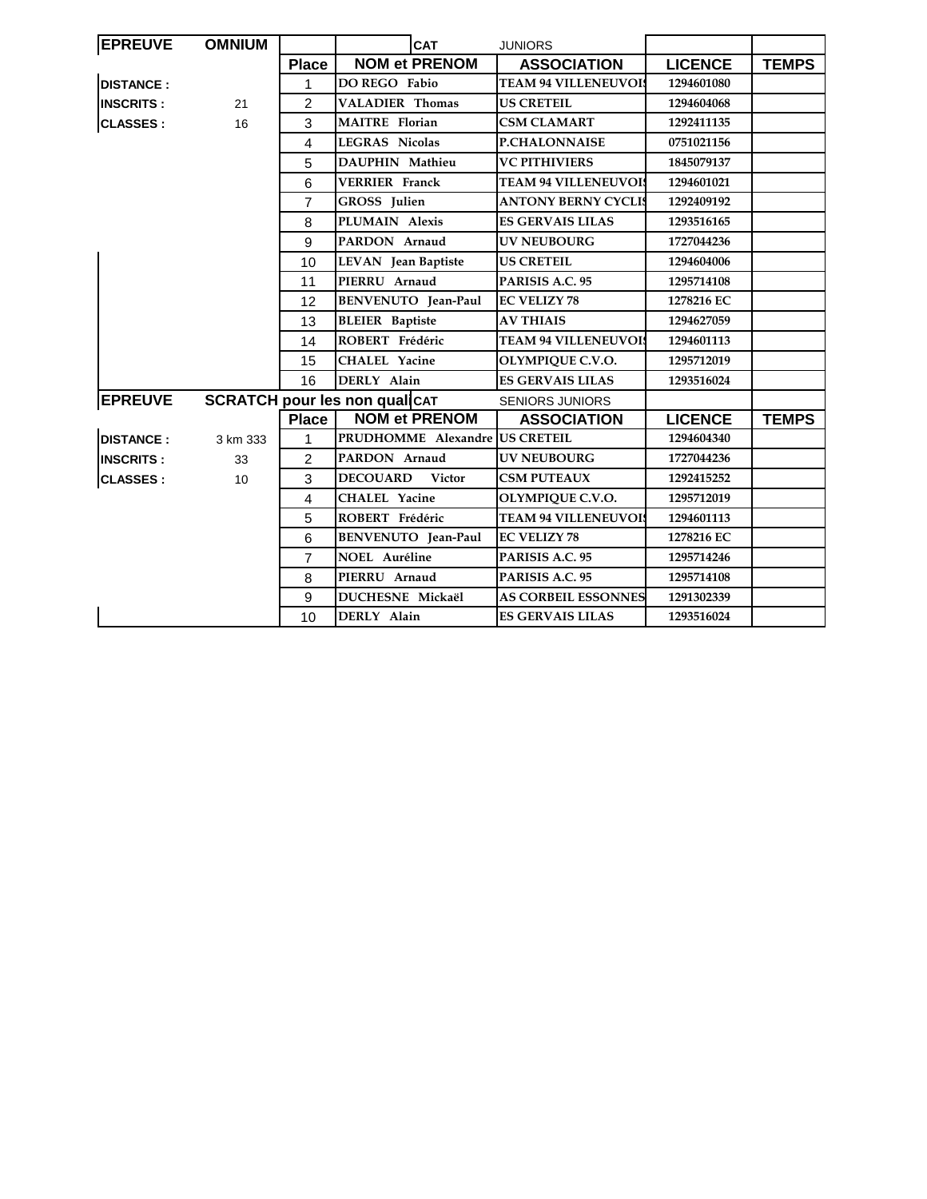| EPREUVE | OMNIUM | | | CAT JUNIORS | | |
|---|---|---|---|---|---|---|
| | | Place | NOM et PRENOM | ASSOCIATION | LICENCE | TEMPS |
| DISTANCE : | | 1 | DO REGO Fabio | TEAM 94 VILLENEUVOIS | 1294601080 | |
| INSCRITS : | 21 | 2 | VALADIER Thomas | US CRETEIL | 1294604068 | |
| CLASSES : | 16 | 3 | MAITRE Florian | CSM CLAMART | 1292411135 | |
| | | 4 | LEGRAS Nicolas | P.CHALONNAISE | 0751021156 | |
| | | 5 | DAUPHIN Mathieu | VC PITHIVIERS | 1845079137 | |
| | | 6 | VERRIER Franck | TEAM 94 VILLENEUVOIS | 1294601021 | |
| | | 7 | GROSS Julien | ANTONY BERNY CYCLIS | 1292409192 | |
| | | 8 | PLUMAIN Alexis | ES GERVAIS LILAS | 1293516165 | |
| | | 9 | PARDON Arnaud | UV NEUBOURG | 1727044236 | |
| | | 10 | LEVAN Jean Baptiste | US CRETEIL | 1294604006 | |
| | | 11 | PIERRU Arnaud | PARISIS A.C. 95 | 1295714108 | |
| | | 12 | BENVENUTO Jean-Paul | EC VELIZY 78 | 1278216 EC | |
| | | 13 | BLEIER Baptiste | AV THIAIS | 1294627059 | |
| | | 14 | ROBERT Frédéric | TEAM 94 VILLENEUVOIS | 1294601113 | |
| | | 15 | CHALEL Yacine | OLYMPIQUE C.V.O. | 1295712019 | |
| | | 16 | DERLY Alain | ES GERVAIS LILAS | 1293516024 | |

| EPREUVE | SCRATCH pour les non quali | | | CAT SENIORS JUNIORS | | |
|---|---|---|---|---|---|---|
| | | Place | NOM et PRENOM | ASSOCIATION | LICENCE | TEMPS |
| DISTANCE : | 3 km 333 | 1 | PRUDHOMME Alexandre | US CRETEIL | 1294604340 | |
| INSCRITS : | 33 | 2 | PARDON Arnaud | UV NEUBOURG | 1727044236 | |
| CLASSES : | 10 | 3 | DECOUARD Victor | CSM PUTEAUX | 1292415252 | |
| | | 4 | CHALEL Yacine | OLYMPIQUE C.V.O. | 1295712019 | |
| | | 5 | ROBERT Frédéric | TEAM 94 VILLENEUVOIS | 1294601113 | |
| | | 6 | BENVENUTO Jean-Paul | EC VELIZY 78 | 1278216 EC | |
| | | 7 | NOEL Auréline | PARISIS A.C. 95 | 1295714246 | |
| | | 8 | PIERRU Arnaud | PARISIS A.C. 95 | 1295714108 | |
| | | 9 | DUCHESNE Mickaël | AS CORBEIL ESSONNES | 1291302339 | |
| | | 10 | DERLY Alain | ES GERVAIS LILAS | 1293516024 | |